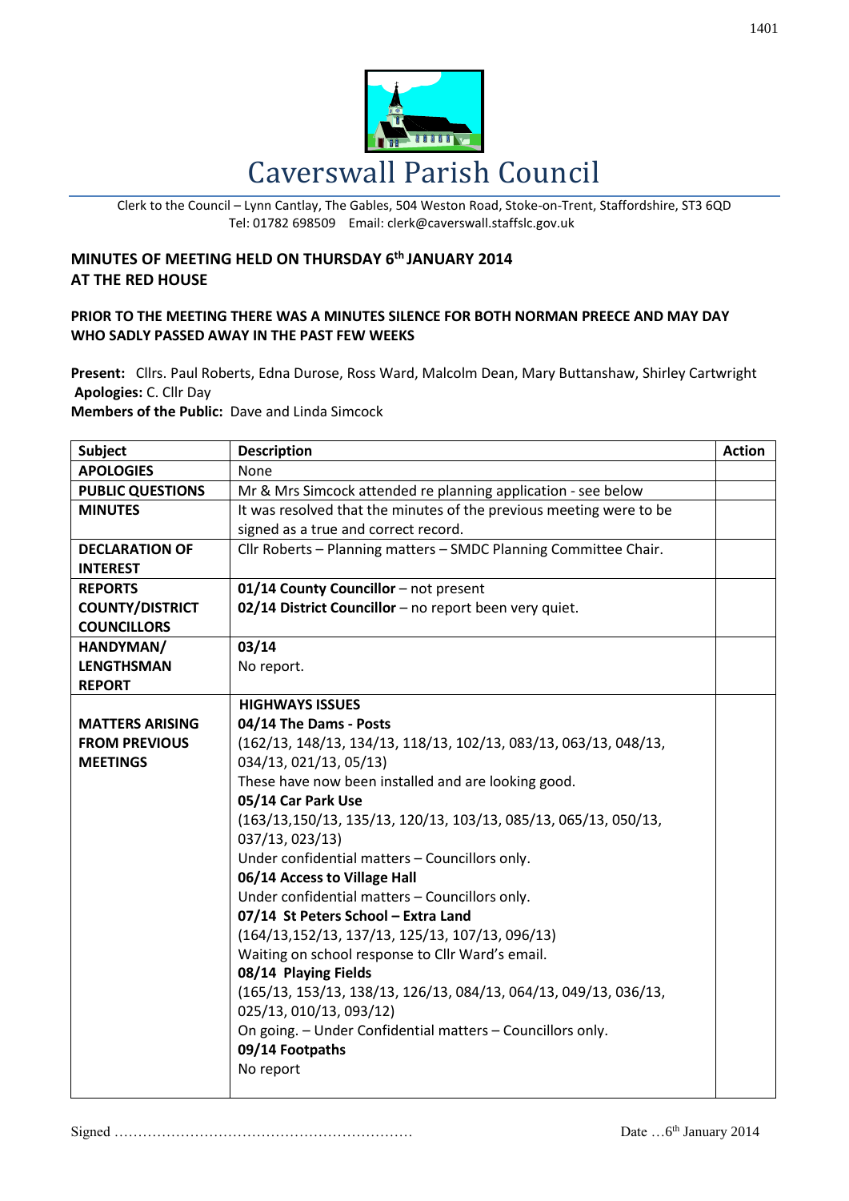# Caverswall Parish Council

Clerk to the Council – Lynn Cantlay, The Gables, 504 Weston Road, Stoke-on-Trent, Staffordshire, ST3 6QD
Tel: 01782 698509 Email: clerk@caverswall.staffslc.gov.uk

**MINUTES OF MEETING HELD ON THURSDAY 6th JANUARY 2014**
**AT THE RED HOUSE**

**PRIOR TO THE MEETING THERE WAS A MINUTES SILENCE FOR BOTH NORMAN PREECE AND MAY DAY WHO SADLY PASSED AWAY IN THE PAST FEW WEEKS**

**Present:** Cllrs. Paul Roberts, Edna Durose, Ross Ward, Malcolm Dean, Mary Buttanshaw, Shirley Cartwright
**Apologies:** C. Cllr Day
**Members of the Public:** Dave and Linda Simcock

| Subject | Description | Action |
|---|---|---|
| **APOLOGIES** | None | |
| **PUBLIC QUESTIONS** | Mr & Mrs Simcock attended re planning application - see below | |
| **MINUTES** | It was resolved that the minutes of the previous meeting were to be signed as a true and correct record. | |
| **DECLARATION OF INTEREST** | Cllr Roberts – Planning matters – SMDC Planning Committee Chair. | |
| **REPORTS COUNTY/DISTRICT COUNCILLORS** | **01/14 County Councillor** – not present<br>**02/14 District Councillor** – no report been very quiet. | |
| **HANDYMAN/ LENGTHSMAN REPORT** | **03/14**<br>No report. | |
| **MATTERS ARISING FROM PREVIOUS MEETINGS** | **HIGHWAYS ISSUES**<br>**04/14 The Dams - Posts**<br>(162/13, 148/13, 134/13, 118/13, 102/13, 083/13, 063/13, 048/13, 034/13, 021/13, 05/13)<br>These have now been installed and are looking good.<br>**05/14 Car Park Use**<br>(163/13,150/13, 135/13, 120/13, 103/13, 085/13, 065/13, 050/13, 037/13, 023/13)<br>Under confidential matters – Councillors only.<br>**06/14 Access to Village Hall**<br>Under confidential matters – Councillors only.<br>**07/14 St Peters School – Extra Land**<br>(164/13,152/13, 137/13, 125/13, 107/13, 096/13)<br>Waiting on school response to Cllr Ward's email.<br>**08/14 Playing Fields**<br>(165/13, 153/13, 138/13, 126/13, 084/13, 064/13, 049/13, 036/13, 025/13, 010/13, 093/12)<br>On going. – Under Confidential matters – Councillors only.<br>**09/14 Footpaths**<br>No report | |

Signed ……………………………………………………… Date …6th January 2014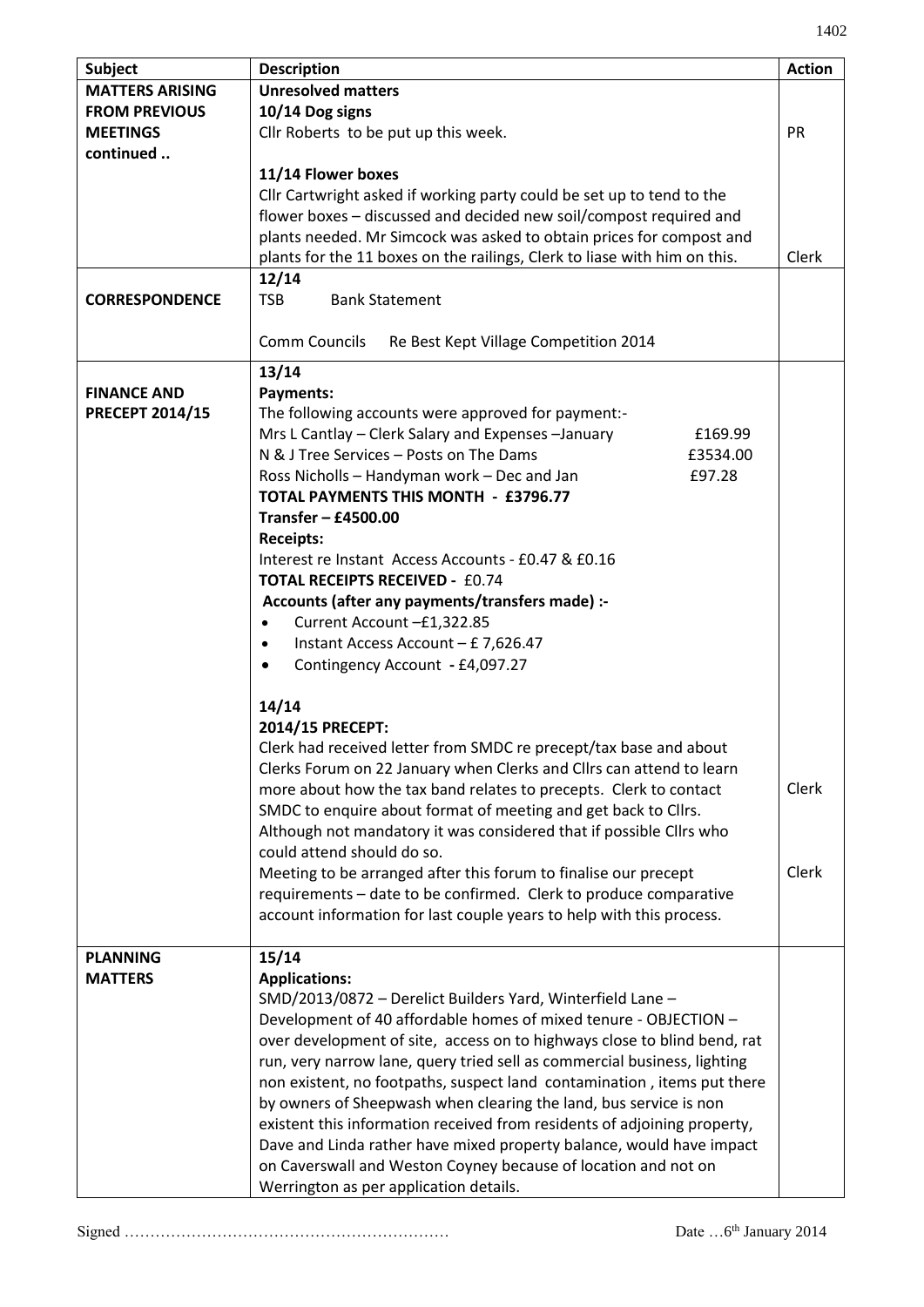| Subject | Description | Action |
|---|---|---|
| **MATTERS ARISING FROM PREVIOUS MEETINGS continued ..** | **Unresolved matters**<br>**10/14 Dog signs**<br>Cllr Roberts to be put up this week.<br><br>**11/14 Flower boxes**<br>Cllr Cartwright asked if working party could be set up to tend to the flower boxes – discussed and decided new soil/compost required and plants needed. Mr Simcock was asked to obtain prices for compost and plants for the 11 boxes on the railings, Clerk to liase with him on this. | PR<br><br><br><br><br><br><br>Clerk |
| **CORRESPONDENCE** | **12/14**<br>TSB Bank Statement<br><br>Comm Councils Re Best Kept Village Competition 2014 | |
| **FINANCE AND PRECEPT 2014/15** | **13/14**<br>**Payments:**<br>The following accounts were approved for payment:-<br>Mrs L Cantlay – Clerk Salary and Expenses –January £169.99<br>N & J Tree Services – Posts on The Dams £3534.00<br>Ross Nicholls – Handyman work – Dec and Jan £97.28<br>**TOTAL PAYMENTS THIS MONTH - £3796.77**<br>**Transfer – £4500.00**<br>**Receipts:**<br>Interest re Instant Access Accounts - £0.47 & £0.16<br>**TOTAL RECEIPTS RECEIVED -** £0.74<br>**Accounts (after any payments/transfers made) :-**<br>• Current Account –£1,322.85<br>• Instant Access Account – £ 7,626.47<br>• Contingency Account **-** £4,097.27<br><br>**14/14**<br>**2014/15 PRECEPT:**<br>Clerk had received letter from SMDC re precept/tax base and about Clerks Forum on 22 January when Clerks and Cllrs can attend to learn more about how the tax band relates to precepts. Clerk to contact SMDC to enquire about format of meeting and get back to Cllrs. Although not mandatory it was considered that if possible Cllrs who could attend should do so.<br>Meeting to be arranged after this forum to finalise our precept requirements – date to be confirmed. Clerk to produce comparative account information for last couple years to help with this process. | <br><br><br><br><br><br><br><br><br><br><br><br><br><br><br><br><br><br><br><br>Clerk<br><br><br><br>Clerk |
| **PLANNING MATTERS** | **15/14**<br>**Applications:**<br>SMD/2013/0872 – Derelict Builders Yard, Winterfield Lane – Development of 40 affordable homes of mixed tenure - OBJECTION – over development of site, access on to highways close to blind bend, rat run, very narrow lane, query tried sell as commercial business, lighting non existent, no footpaths, suspect land contamination , items put there by owners of Sheepwash when clearing the land, bus service is non existent this information received from residents of adjoining property, Dave and Linda rather have mixed property balance, would have impact on Caverswall and Weston Coyney because of location and not on Werrington as per application details. | |

Signed ……………………………………………………… Date …6th January 2014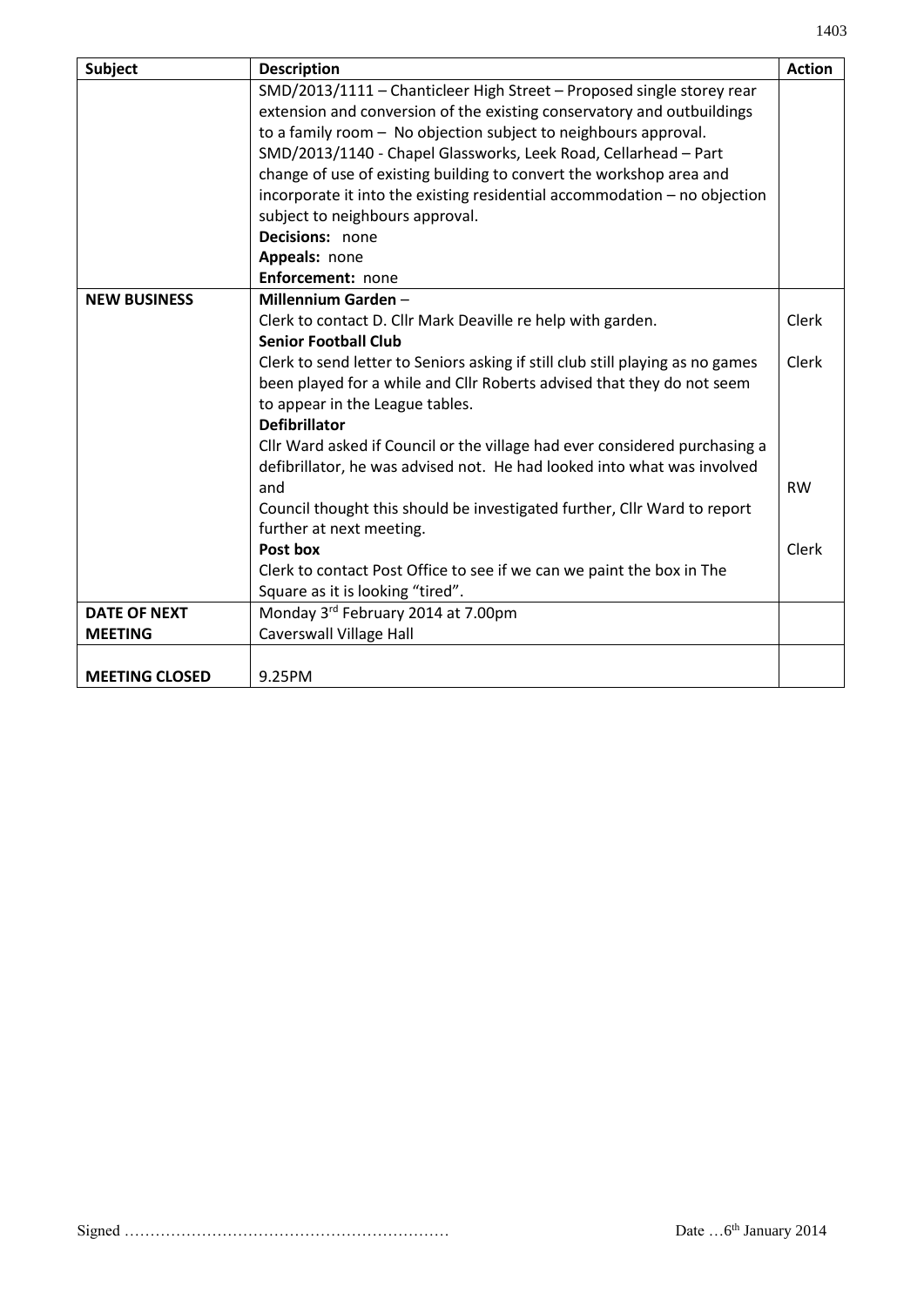| Subject | Description | Action |
|---|---|---|
| | SMD/2013/1111 – Chanticleer High Street – Proposed single storey rear extension and conversion of the existing conservatory and outbuildings to a family room – No objection subject to neighbours approval.<br>SMD/2013/1140 - Chapel Glassworks, Leek Road, Cellarhead – Part change of use of existing building to convert the workshop area and incorporate it into the existing residential accommodation – no objection subject to neighbours approval.<br>**Decisions:** none<br>**Appeals:** none<br>**Enforcement:** none | |
| **NEW BUSINESS** | **Millennium Garden** –<br>Clerk to contact D. Cllr Mark Deaville re help with garden.<br>**Senior Football Club**<br>Clerk to send letter to Seniors asking if still club still playing as no games been played for a while and Cllr Roberts advised that they do not seem to appear in the League tables.<br>**Defibrillator**<br>Cllr Ward asked if Council or the village had ever considered purchasing a defibrillator, he was advised not. He had looked into what was involved and<br>Council thought this should be investigated further, Cllr Ward to report further at next meeting.<br>**Post box**<br>Clerk to contact Post Office to see if we can we paint the box in The Square as it is looking "tired". | Clerk<br><br>Clerk<br><br><br><br>RW<br><br>Clerk |
| **DATE OF NEXT MEETING** | Monday 3rd February 2014 at 7.00pm<br>Caverswall Village Hall | |
| **MEETING CLOSED** | 9.25PM | |

Signed ……………………………………………………… Date …6th January 2014